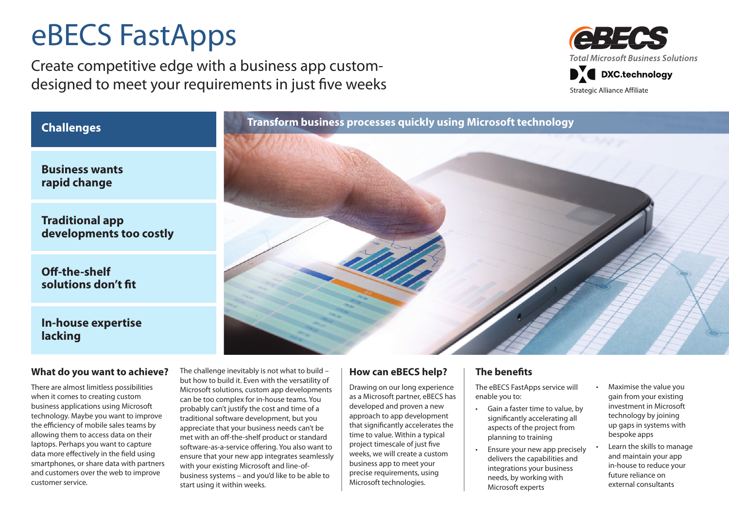# eBECS FastApps

Create competitive edge with a business app custom-designed to meet your requirements in just five weeks

eBECS
*Total Microsoft Business Solutions*
DXC.technology
Strategic Alliance Affiliate

## Challenges

**Business wants rapid change**

**Traditional app developments too costly**

**Off-the-shelf solutions don't fit**

**In-house expertise lacking**

**Transform business processes quickly using Microsoft technology**

### What do you want to achieve?

There are almost limitless possibilities when it comes to creating custom business applications using Microsoft technology. Maybe you want to improve the efficiency of mobile sales teams by allowing them to access data on their laptops. Perhaps you want to capture data more effectively in the field using smartphones, or share data with partners and customers over the web to improve customer service.

The challenge inevitably is not what to build – but how to build it. Even with the versatility of Microsoft solutions, custom app developments can be too complex for in-house teams. You probably can't justify the cost and time of a traditional software development, but you appreciate that your business needs can't be met with an off-the-shelf product or standard software-as-a-service offering. You also want to ensure that your new app integrates seamlessly with your existing Microsoft and line-of-business systems – and you'd like to be able to start using it within weeks.

### How can eBECS help?

Drawing on our long experience as a Microsoft partner, eBECS has developed and proven a new approach to app development that significantly accelerates the time to value. Within a typical project timescale of just five weeks, we will create a custom business app to meet your precise requirements, using Microsoft technologies.

### The benefits

The eBECS FastApps service will enable you to:

- Gain a faster time to value, by significantly accelerating all aspects of the project from planning to training
- Ensure your new app precisely delivers the capabilities and integrations your business needs, by working with Microsoft experts
- Maximise the value you gain from your existing investment in Microsoft technology by joining up gaps in systems with bespoke apps
- Learn the skills to manage and maintain your app in-house to reduce your future reliance on external consultants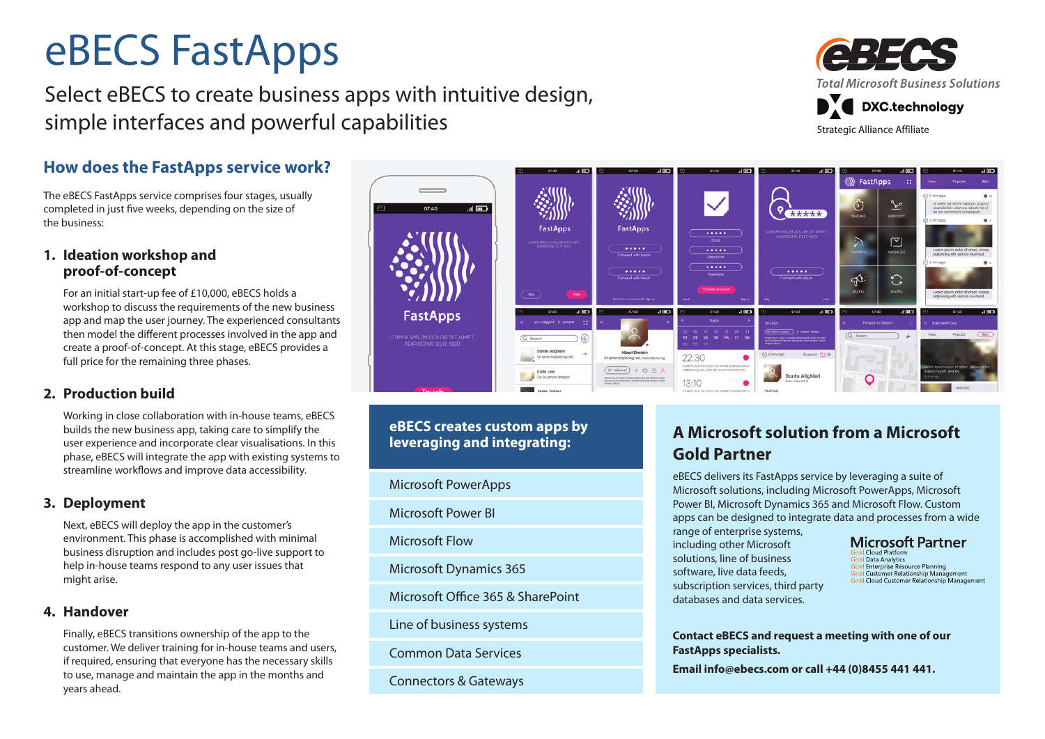# eBECS FastApps

Select eBECS to create business apps with intuitive design, simple interfaces and powerful capabilities

eBECS
Total Microsoft Business Solutions
DXC.technology
Strategic Alliance Affiliate

## How does the FastApps service work?

The eBECS FastApps service comprises four stages, usually completed in just five weeks, depending on the size of the business:

### 1. Ideation workshop and proof-of-concept

For an initial start-up fee of £10,000, eBECS holds a workshop to discuss the requirements of the new business app and map the user journey. The experienced consultants then model the different processes involved in the app and create a proof-of-concept. At this stage, eBECS provides a full price for the remaining three phases.

### 2. Production build

Working in close collaboration with in-house teams, eBECS builds the new business app, taking care to simplify the user experience and incorporate clear visualisations. In this phase, eBECS will integrate the app with existing systems to streamline workflows and improve data accessibility.

### 3. Deployment

Next, eBECS will deploy the app in the customer's environment. This phase is accomplished with minimal business disruption and includes post go-live support to help in-house teams respond to any user issues that might arise.

### 4. Handover

Finally, eBECS transitions ownership of the app to the customer. We deliver training for in-house teams and users, if required, ensuring that everyone has the necessary skills to use, manage and maintain the app in the months and years ahead.

## eBECS creates custom apps by leveraging and integrating:

- Microsoft PowerApps
- Microsoft Power BI
- Microsoft Flow
- Microsoft Dynamics 365
- Microsoft Office 365 & SharePoint
- Line of business systems
- Common Data Services
- Connectors & Gateways

## A Microsoft solution from a Microsoft Gold Partner

eBECS delivers its FastApps service by leveraging a suite of Microsoft solutions, including Microsoft PowerApps, Microsoft Power BI, Microsoft Dynamics 365 and Microsoft Flow. Custom apps can be designed to integrate data and processes from a wide range of enterprise systems, including other Microsoft solutions, line of business software, live data feeds, subscription services, third party databases and data services.

**Microsoft Partner**
Gold Cloud Platform
Gold Data Analytics
Gold Enterprise Resource Planning
Gold Customer Relationship Management
Gold Cloud Customer Relationship Management

**Contact eBECS and request a meeting with one of our FastApps specialists.**

**Email info@ebecs.com or call +44 (0)8455 441 441.**